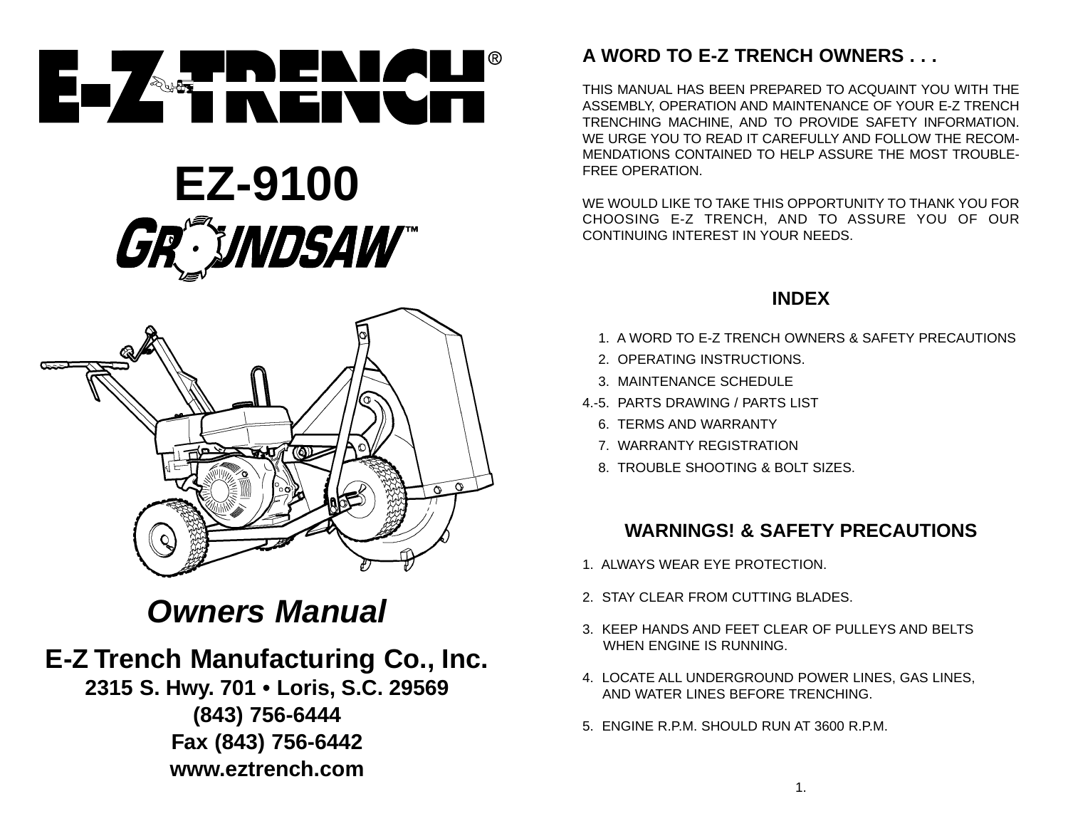# E-Z TRENCH®

## EZ-9100

## GROUNDSAW™

## *Owners Manual*

**E-Z Trench Manufacturing Co., Inc.**
**2315 S. Hwy. 701 • Loris, S.C. 29569**
**(843) 756-6444**
**Fax (843) 756-6442**
**www.eztrench.com**

## A WORD TO E-Z TRENCH OWNERS . . .

THIS MANUAL HAS BEEN PREPARED TO ACQUAINT YOU WITH THE ASSEMBLY, OPERATION AND MAINTENANCE OF YOUR E-Z TRENCH TRENCHING MACHINE, AND TO PROVIDE SAFETY INFORMATION. WE URGE YOU TO READ IT CAREFULLY AND FOLLOW THE RECOMMENDATIONS CONTAINED TO HELP ASSURE THE MOST TROUBLE-FREE OPERATION.

WE WOULD LIKE TO TAKE THIS OPPORTUNITY TO THANK YOU FOR CHOOSING E-Z TRENCH, AND TO ASSURE YOU OF OUR CONTINUING INTEREST IN YOUR NEEDS.

## INDEX

1. A WORD TO E-Z TRENCH OWNERS & SAFETY PRECAUTIONS
2. OPERATING INSTRUCTIONS.
3. MAINTENANCE SCHEDULE

4.-5. PARTS DRAWING / PARTS LIST

6. TERMS AND WARRANTY
7. WARRANTY REGISTRATION
8. TROUBLE SHOOTING & BOLT SIZES.

## WARNINGS! & SAFETY PRECAUTIONS

1. ALWAYS WEAR EYE PROTECTION.
2. STAY CLEAR FROM CUTTING BLADES.
3. KEEP HANDS AND FEET CLEAR OF PULLEYS AND BELTS WHEN ENGINE IS RUNNING.
4. LOCATE ALL UNDERGROUND POWER LINES, GAS LINES, AND WATER LINES BEFORE TRENCHING.
5. ENGINE R.P.M. SHOULD RUN AT 3600 R.P.M.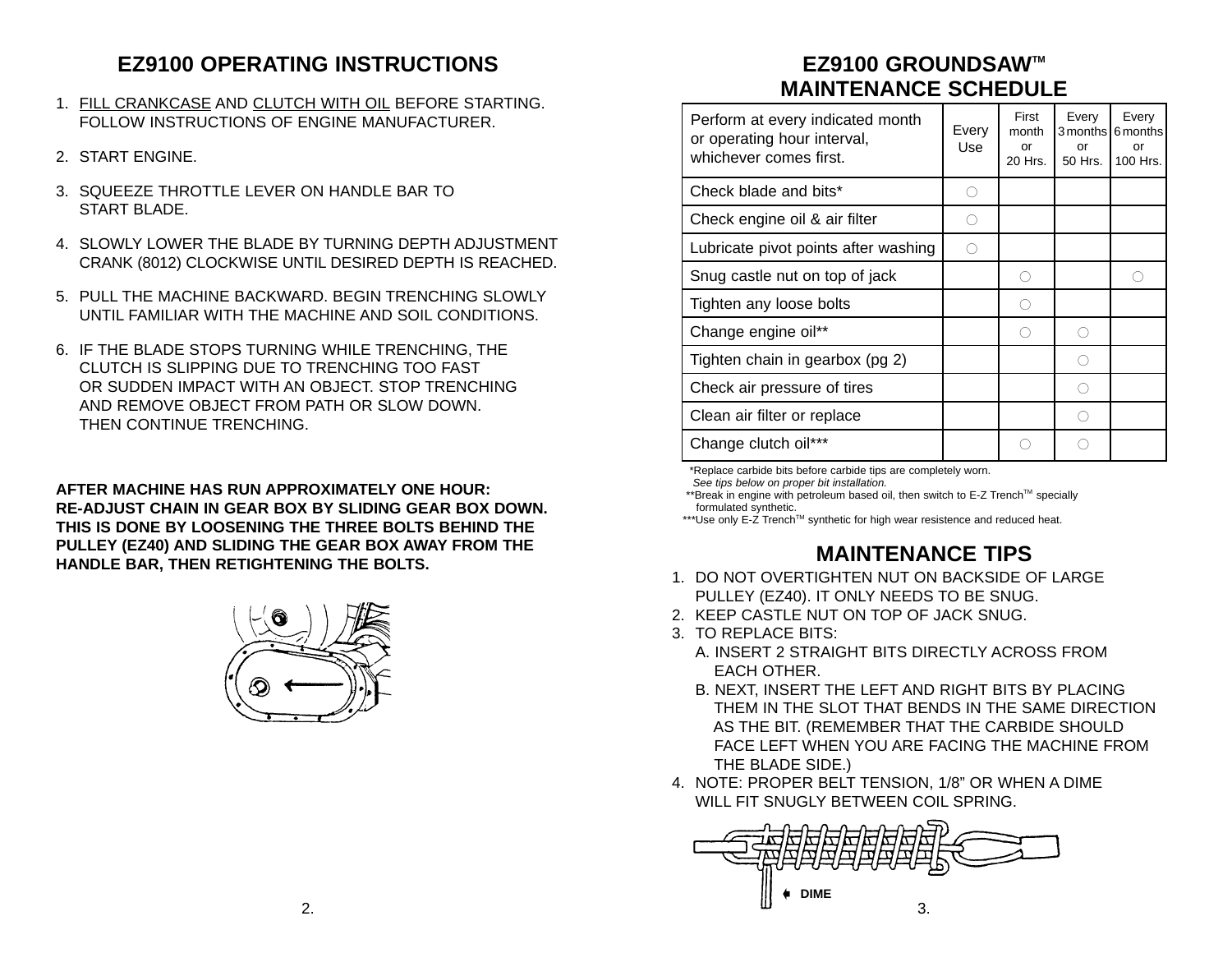# EZ9100 OPERATING INSTRUCTIONS

1. <u>FILL CRANKCASE</u> AND <u>CLUTCH WITH OIL</u> BEFORE STARTING. FOLLOW INSTRUCTIONS OF ENGINE MANUFACTURER.
2. START ENGINE.
3. SQUEEZE THROTTLE LEVER ON HANDLE BAR TO START BLADE.
4. SLOWLY LOWER THE BLADE BY TURNING DEPTH ADJUSTMENT CRANK (8012) CLOCKWISE UNTIL DESIRED DEPTH IS REACHED.
5. PULL THE MACHINE BACKWARD. BEGIN TRENCHING SLOWLY UNTIL FAMILIAR WITH THE MACHINE AND SOIL CONDITIONS.
6. IF THE BLADE STOPS TURNING WHILE TRENCHING, THE CLUTCH IS SLIPPING DUE TO TRENCHING TOO FAST OR SUDDEN IMPACT WITH AN OBJECT. STOP TRENCHING AND REMOVE OBJECT FROM PATH OR SLOW DOWN. THEN CONTINUE TRENCHING.

**AFTER MACHINE HAS RUN APPROXIMATELY ONE HOUR:**
**RE-ADJUST CHAIN IN GEAR BOX BY SLIDING GEAR BOX DOWN. THIS IS DONE BY LOOSENING THE THREE BOLTS BEHIND THE PULLEY (EZ40) AND SLIDING THE GEAR BOX AWAY FROM THE HANDLE BAR, THEN RETIGHTENING THE BOLTS.**

# EZ9100 GROUNDSAW™ MAINTENANCE SCHEDULE

| Perform at every indicated month or operating hour interval, whichever comes first. | Every Use | First month or 20 Hrs. | Every 3 months or 50 Hrs. | Every 6 months or 100 Hrs. |
|---|---|---|---|---|
| Check blade and bits* | ○ | | | |
| Check engine oil & air filter | ○ | | | |
| Lubricate pivot points after washing | ○ | | | |
| Snug castle nut on top of jack | | ○ | | ○ |
| Tighten any loose bolts | | ○ | | |
| Change engine oil** | | ○ | ○ | |
| Tighten chain in gearbox (pg 2) | | | ○ | |
| Check air pressure of tires | | | ○ | |
| Clean air filter or replace | | | ○ | |
| Change clutch oil*** | | ○ | ○ | |

*Replace carbide bits before carbide tips are completely worn.
*See tips below on proper bit installation.*
**Break in engine with petroleum based oil, then switch to E-Z Trench™ specially formulated synthetic.
***Use only E-Z Trench™ synthetic for high wear resistence and reduced heat.

# MAINTENANCE TIPS

1. DO NOT OVERTIGHTEN NUT ON BACKSIDE OF LARGE PULLEY (EZ40). IT ONLY NEEDS TO BE SNUG.
2. KEEP CASTLE NUT ON TOP OF JACK SNUG.
3. TO REPLACE BITS:
   A. INSERT 2 STRAIGHT BITS DIRECTLY ACROSS FROM EACH OTHER.
   B. NEXT, INSERT THE LEFT AND RIGHT BITS BY PLACING THEM IN THE SLOT THAT BENDS IN THE SAME DIRECTION AS THE BIT. (REMEMBER THAT THE CARBIDE SHOULD FACE LEFT WHEN YOU ARE FACING THE MACHINE FROM THE BLADE SIDE.)
4. NOTE: PROPER BELT TENSION, 1/8" OR WHEN A DIME WILL FIT SNUGLY BETWEEN COIL SPRING.

DIME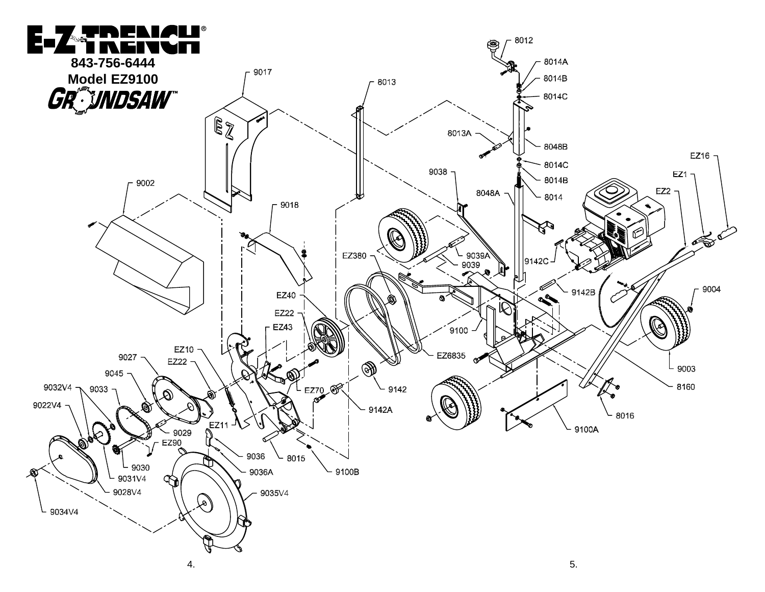# E-Z TRENCH®

**843-756-6444**

**Model EZ9100**

**GROUNDSAW™**

9017, 8013, 8012, 8014A, 8014B, 8014C, 8013A, 8048B, 8014C, 8014B, 8014, 8048A, 9038, EZ16, EZ1, EZ2, 9002, 9018, EZ380, 9039A, 9039, 9142C, 9142B, 9004, EZ40, EZ22, EZ43, 9100, EZ6835, 9003, EZ10, 9027, EZ22, 9045, 9032V4, 9033, EZ70, 9142, 9142A, 8160, 9022V4, 9029, EZ11, EZ90, 9036, 8015, 8016, 9100A, 9030, 9036A, 9100B, 9031V4, 9028V4, 9035V4, 9034V4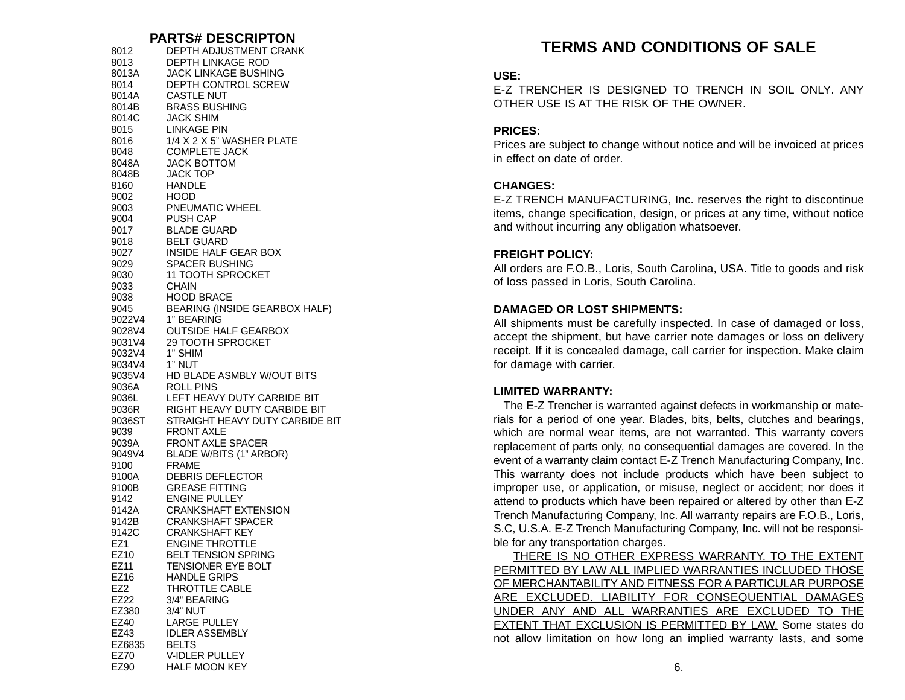| PARTS# | DESCRIPTON |
|---|---|
| 8012 | DEPTH ADJUSTMENT CRANK |
| 8013 | DEPTH LINKAGE ROD |
| 8013A | JACK LINKAGE BUSHING |
| 8014 | DEPTH CONTROL SCREW |
| 8014A | CASTLE NUT |
| 8014B | BRASS BUSHING |
| 8014C | JACK SHIM |
| 8015 | LINKAGE PIN |
| 8016 | 1/4 X 2 X 5" WASHER PLATE |
| 8048 | COMPLETE JACK |
| 8048A | JACK BOTTOM |
| 8048B | JACK TOP |
| 8160 | HANDLE |
| 9002 | HOOD |
| 9003 | PNEUMATIC WHEEL |
| 9004 | PUSH CAP |
| 9017 | BLADE GUARD |
| 9018 | BELT GUARD |
| 9027 | INSIDE HALF GEAR BOX |
| 9029 | SPACER BUSHING |
| 9030 | 11 TOOTH SPROCKET |
| 9033 | CHAIN |
| 9038 | HOOD BRACE |
| 9045 | BEARING (INSIDE GEARBOX HALF) |
| 9022V4 | 1" BEARING |
| 9028V4 | OUTSIDE HALF GEARBOX |
| 9031V4 | 29 TOOTH SPROCKET |
| 9032V4 | 1" SHIM |
| 9034V4 | 1" NUT |
| 9035V4 | HD BLADE ASMBLY W/OUT BITS |
| 9036A | ROLL PINS |
| 9036L | LEFT HEAVY DUTY CARBIDE BIT |
| 9036R | RIGHT HEAVY DUTY CARBIDE BIT |
| 9036ST | STRAIGHT HEAVY DUTY CARBIDE BIT |
| 9039 | FRONT AXLE |
| 9039A | FRONT AXLE SPACER |
| 9049V4 | BLADE W/BITS (1" ARBOR) |
| 9100 | FRAME |
| 9100A | DEBRIS DEFLECTOR |
| 9100B | GREASE FITTING |
| 9142 | ENGINE PULLEY |
| 9142A | CRANKSHAFT EXTENSION |
| 9142B | CRANKSHAFT SPACER |
| 9142C | CRANKSHAFT KEY |
| EZ1 | ENGINE THROTTLE |
| EZ10 | BELT TENSION SPRING |
| EZ11 | TENSIONER EYE BOLT |
| EZ16 | HANDLE GRIPS |
| EZ2 | THROTTLE CABLE |
| EZ22 | 3/4" BEARING |
| EZ380 | 3/4" NUT |
| EZ40 | LARGE PULLEY |
| EZ43 | IDLER ASSEMBLY |
| EZ6835 | BELTS |
| EZ70 | V-IDLER PULLEY |
| EZ90 | HALF MOON KEY |

# TERMS AND CONDITIONS OF SALE

**USE:**
E-Z TRENCHER IS DESIGNED TO TRENCH IN SOIL ONLY. ANY OTHER USE IS AT THE RISK OF THE OWNER.

**PRICES:**
Prices are subject to change without notice and will be invoiced at prices in effect on date of order.

**CHANGES:**
E-Z TRENCH MANUFACTURING, Inc. reserves the right to discontinue items, change specification, design, or prices at any time, without notice and without incurring any obligation whatsoever.

**FREIGHT POLICY:**
All orders are F.O.B., Loris, South Carolina, USA. Title to goods and risk of loss passed in Loris, South Carolina.

**DAMAGED OR LOST SHIPMENTS:**
All shipments must be carefully inspected. In case of damaged or loss, accept the shipment, but have carrier note damages or loss on delivery receipt. If it is concealed damage, call carrier for inspection. Make claim for damage with carrier.

**LIMITED WARRANTY:**
The E-Z Trencher is warranted against defects in workmanship or materials for a period of one year. Blades, bits, belts, clutches and bearings, which are normal wear items, are not warranted. This warranty covers replacement of parts only, no consequential damages are covered. In the event of a warranty claim contact E-Z Trench Manufacturing Company, Inc. This warranty does not include products which have been subject to improper use, or application, or misuse, neglect or accident; nor does it attend to products which have been repaired or altered by other than E-Z Trench Manufacturing Company, Inc. All warranty repairs are F.O.B., Loris, S.C, U.S.A. E-Z Trench Manufacturing Company, Inc. will not be responsible for any transportation charges.

THERE IS NO OTHER EXPRESS WARRANTY. TO THE EXTENT PERMITTED BY LAW ALL IMPLIED WARRANTIES INCLUDED THOSE OF MERCHANTABILITY AND FITNESS FOR A PARTICULAR PURPOSE ARE EXCLUDED. LIABILITY FOR CONSEQUENTIAL DAMAGES UNDER ANY AND ALL WARRANTIES ARE EXCLUDED TO THE EXTENT THAT EXCLUSION IS PERMITTED BY LAW. Some states do not allow limitation on how long an implied warranty lasts, and some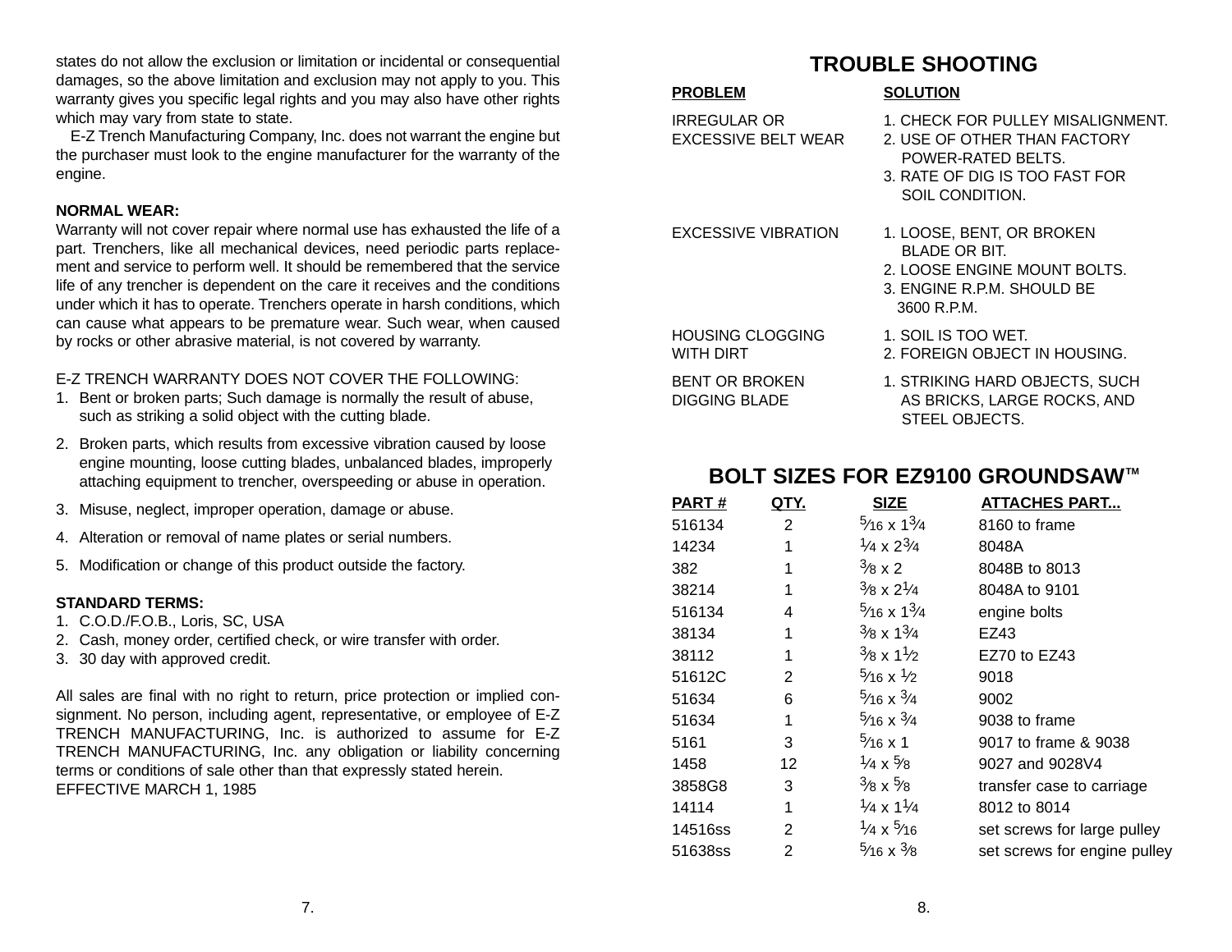states do not allow the exclusion or limitation or incidental or consequential damages, so the above limitation and exclusion may not apply to you. This warranty gives you specific legal rights and you may also have other rights which may vary from state to state.

E-Z Trench Manufacturing Company, Inc. does not warrant the engine but the purchaser must look to the engine manufacturer for the warranty of the engine.

**NORMAL WEAR:**
Warranty will not cover repair where normal use has exhausted the life of a part. Trenchers, like all mechanical devices, need periodic parts replacement and service to perform well. It should be remembered that the service life of any trencher is dependent on the care it receives and the conditions under which it has to operate. Trenchers operate in harsh conditions, which can cause what appears to be premature wear. Such wear, when caused by rocks or other abrasive material, is not covered by warranty.

E-Z TRENCH WARRANTY DOES NOT COVER THE FOLLOWING:

1. Bent or broken parts; Such damage is normally the result of abuse, such as striking a solid object with the cutting blade.
2. Broken parts, which results from excessive vibration caused by loose engine mounting, loose cutting blades, unbalanced blades, improperly attaching equipment to trencher, overspeeding or abuse in operation.
3. Misuse, neglect, improper operation, damage or abuse.
4. Alteration or removal of name plates or serial numbers.
5. Modification or change of this product outside the factory.

**STANDARD TERMS:**

1. C.O.D./F.O.B., Loris, SC, USA
2. Cash, money order, certified check, or wire transfer with order.
3. 30 day with approved credit.

All sales are final with no right to return, price protection or implied consignment. No person, including agent, representative, or employee of E-Z TRENCH MANUFACTURING, Inc. is authorized to assume for E-Z TRENCH MANUFACTURING, Inc. any obligation or liability concerning terms or conditions of sale other than that expressly stated herein.
EFFECTIVE MARCH 1, 1985

## TROUBLE SHOOTING

| PROBLEM | SOLUTION |
|---|---|
| IRREGULAR OR EXCESSIVE BELT WEAR | 1. CHECK FOR PULLEY MISALIGNMENT.<br>2. USE OF OTHER THAN FACTORY POWER-RATED BELTS.<br>3. RATE OF DIG IS TOO FAST FOR SOIL CONDITION. |
| EXCESSIVE VIBRATION | 1. LOOSE, BENT, OR BROKEN BLADE OR BIT.<br>2. LOOSE ENGINE MOUNT BOLTS.<br>3. ENGINE R.P.M. SHOULD BE 3600 R.P.M. |
| HOUSING CLOGGING WITH DIRT | 1. SOIL IS TOO WET.<br>2. FOREIGN OBJECT IN HOUSING. |
| BENT OR BROKEN DIGGING BLADE | 1. STRIKING HARD OBJECTS, SUCH AS BRICKS, LARGE ROCKS, AND STEEL OBJECTS. |

## BOLT SIZES FOR EZ9100 GROUNDSAW™

| PART # | QTY. | SIZE | ATTACHES PART... |
|---|---|---|---|
| 516134 | 2 | 5⁄16 x 1¾ | 8160 to frame |
| 14234 | 1 | ¼ x 2¾ | 8048A |
| 382 | 1 | ⅜ x 2 | 8048B to 8013 |
| 38214 | 1 | ⅜ x 2¼ | 8048A to 9101 |
| 516134 | 4 | 5⁄16 x 1¾ | engine bolts |
| 38134 | 1 | ⅜ x 1¾ | EZ43 |
| 38112 | 1 | ⅜ x 1½ | EZ70 to EZ43 |
| 51612C | 2 | 5⁄16 x ½ | 9018 |
| 51634 | 6 | 5⁄16 x ¾ | 9002 |
| 51634 | 1 | 5⁄16 x ¾ | 9038 to frame |
| 5161 | 3 | 5⁄16 x 1 | 9017 to frame & 9038 |
| 1458 | 12 | ¼ x ⅝ | 9027 and 9028V4 |
| 3858G8 | 3 | ⅜ x ⅝ | transfer case to carriage |
| 14114 | 1 | ¼ x 1¼ | 8012 to 8014 |
| 14516ss | 2 | ¼ x 5⁄16 | set screws for large pulley |
| 51638ss | 2 | 5⁄16 x ⅜ | set screws for engine pulley |